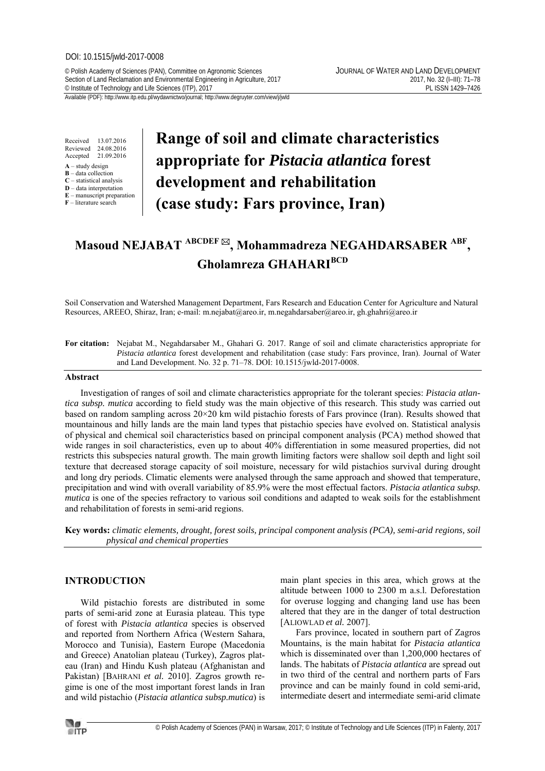DOI: 10.1515/jwld-2017-0008

© Polish Academy of Sciences (PAN), Committee on Agronomic Sciences
Section of Land Reclamation and Environmental Engineering in Agriculture, 2017
© Institute of Technology and Life Sciences (ITP), 2017

JOURNAL OF WATER AND LAND DEVELOPMENT
2017, No. 32 (I–III): 71–78
PL ISSN 1429–7426

Available (PDF): http://www.itp.edu.pl/wydawnictwo/journal; http://www.degruyter.com/view/j/jwld

Received 13.07.2016
Reviewed 24.08.2016
Accepted 21.09.2016

**A** – study design
**B** – data collection
**C** – statistical analysis
**D** – data interpretation
**E** – manuscript preparation
**F** – literature search

# Range of soil and climate characteristics appropriate for *Pistacia atlantica* forest development and rehabilitation (case study: Fars province, Iran)

**Masoud NEJABAT [ABCDEF] ✉, Mohammadreza NEGAHDARSABER [ABF], Gholamreza GHAHARI [BCD]**

Soil Conservation and Watershed Management Department, Fars Research and Education Center for Agriculture and Natural Resources, AREEO, Shiraz, Iran; e-mail: m.nejabat@areo.ir, m.negahdarsaber@areo.ir, gh.ghahri@areo.ir

**For citation:** Nejabat M., Negahdarsaber M., Ghahari G. 2017. Range of soil and climate characteristics appropriate for *Pistacia atlantica* forest development and rehabilitation (case study: Fars province, Iran). Journal of Water and Land Development. No. 32 p. 71–78. DOI: 10.1515/jwld-2017-0008.

## Abstract

Investigation of ranges of soil and climate characteristics appropriate for the tolerant species: *Pistacia atlantica subsp. mutica* according to field study was the main objective of this research. This study was carried out based on random sampling across 20×20 km wild pistachio forests of Fars province (Iran). Results showed that mountainous and hilly lands are the main land types that pistachio species have evolved on. Statistical analysis of physical and chemical soil characteristics based on principal component analysis (PCA) method showed that wide ranges in soil characteristics, even up to about 40% differentiation in some measured properties, did not restricts this subspecies natural growth. The main growth limiting factors were shallow soil depth and light soil texture that decreased storage capacity of soil moisture, necessary for wild pistachios survival during drought and long dry periods. Climatic elements were analysed through the same approach and showed that temperature, precipitation and wind with overall variability of 85.9% were the most effectual factors. *Pistacia atlantica subsp. mutica* is one of the species refractory to various soil conditions and adapted to weak soils for the establishment and rehabilitation of forests in semi-arid regions.

**Key words:** *climatic elements, drought, forest soils, principal component analysis (PCA), semi-arid regions, soil physical and chemical properties*

## INTRODUCTION

Wild pistachio forests are distributed in some parts of semi-arid zone at Eurasia plateau. This type of forest with *Pistacia atlantica* species is observed and reported from Northern Africa (Western Sahara, Morocco and Tunisia), Eastern Europe (Macedonia and Greece) Anatolian plateau (Turkey), Zagros plateau (Iran) and Hindu Kush plateau (Afghanistan and Pakistan) [BAHRANI *et al.* 2010]. Zagros growth regime is one of the most important forest lands in Iran and wild pistachio (*Pistacia atlantica subsp.mutica*) is main plant species in this area, which grows at the altitude between 1000 to 2300 m a.s.l. Deforestation for overuse logging and changing land use has been altered that they are in the danger of total destruction [ALIOWLAD *et al.* 2007].

Fars province, located in southern part of Zagros Mountains, is the main habitat for *Pistacia atlantica* which is disseminated over than 1,200,000 hectares of lands. The habitats of *Pistacia atlantica* are spread out in two third of the central and northern parts of Fars province and can be mainly found in cold semi-arid, intermediate desert and intermediate semi-arid climate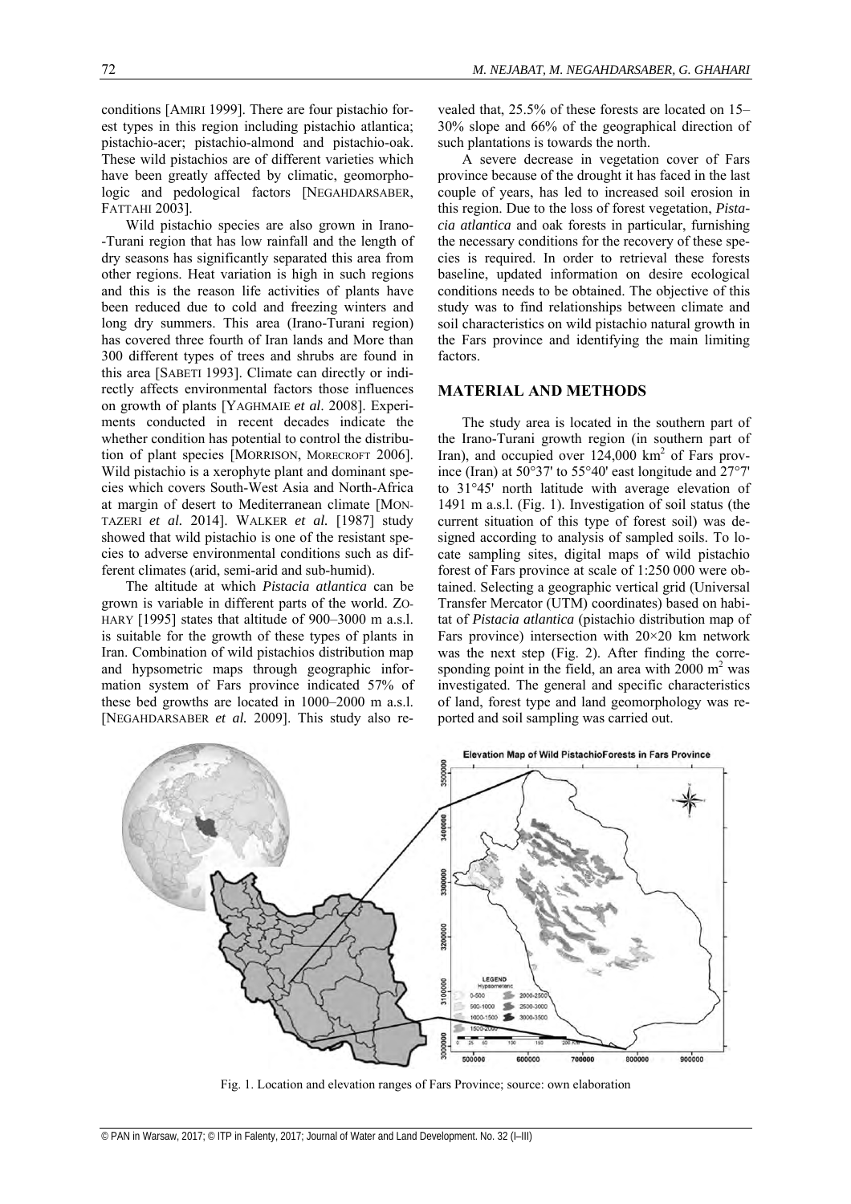conditions [AMIRI 1999]. There are four pistachio forest types in this region including pistachio atlantica; pistachio-acer; pistachio-almond and pistachio-oak. These wild pistachios are of different varieties which have been greatly affected by climatic, geomorphologic and pedological factors [NEGAHDARSABER, FATTAHI 2003].

Wild pistachio species are also grown in Irano-Turani region that has low rainfall and the length of dry seasons has significantly separated this area from other regions. Heat variation is high in such regions and this is the reason life activities of plants have been reduced due to cold and freezing winters and long dry summers. This area (Irano-Turani region) has covered three fourth of Iran lands and More than 300 different types of trees and shrubs are found in this area [SABETI 1993]. Climate can directly or indirectly affects environmental factors those influences on growth of plants [YAGHMAIE *et al*. 2008]. Experiments conducted in recent decades indicate the whether condition has potential to control the distribution of plant species [MORRISON, MORECROFT 2006]. Wild pistachio is a xerophyte plant and dominant species which covers South-West Asia and North-Africa at margin of desert to Mediterranean climate [MONTAZERI *et al.* 2014]. WALKER *et al.* [1987] study showed that wild pistachio is one of the resistant species to adverse environmental conditions such as different climates (arid, semi-arid and sub-humid).

The altitude at which *Pistacia atlantica* can be grown is variable in different parts of the world. ZOHARY [1995] states that altitude of 900–3000 m a.s.l. is suitable for the growth of these types of plants in Iran. Combination of wild pistachios distribution map and hypsometric maps through geographic information system of Fars province indicated 57% of these bed growths are located in 1000–2000 m a.s.l. [NEGAHDARSABER *et al.* 2009]. This study also revealed that, 25.5% of these forests are located on 15–30% slope and 66% of the geographical direction of such plantations is towards the north.

A severe decrease in vegetation cover of Fars province because of the drought it has faced in the last couple of years, has led to increased soil erosion in this region. Due to the loss of forest vegetation, *Pistacia atlantica* and oak forests in particular, furnishing the necessary conditions for the recovery of these species is required. In order to retrieval these forests baseline, updated information on desire ecological conditions needs to be obtained. The objective of this study was to find relationships between climate and soil characteristics on wild pistachio natural growth in the Fars province and identifying the main limiting factors.

## MATERIAL AND METHODS

The study area is located in the southern part of the Irano-Turani growth region (in southern part of Iran), and occupied over 124,000 km$^2$ of Fars province (Iran) at 50°37' to 55°40' east longitude and 27°7' to 31°45' north latitude with average elevation of 1491 m a.s.l. (Fig. 1). Investigation of soil status (the current situation of this type of forest soil) was designed according to analysis of sampled soils. To locate sampling sites, digital maps of wild pistachio forest of Fars province at scale of 1:250 000 were obtained. Selecting a geographic vertical grid (Universal Transfer Mercator (UTM) coordinates) based on habitat of *Pistacia atlantica* (pistachio distribution map of Fars province) intersection with 20×20 km network was the next step (Fig. 2). After finding the corresponding point in the field, an area with 2000 m$^2$ was investigated. The general and specific characteristics of land, forest type and land geomorphology was reported and soil sampling was carried out.

Fig. 1. Location and elevation ranges of Fars Province; source: own elaboration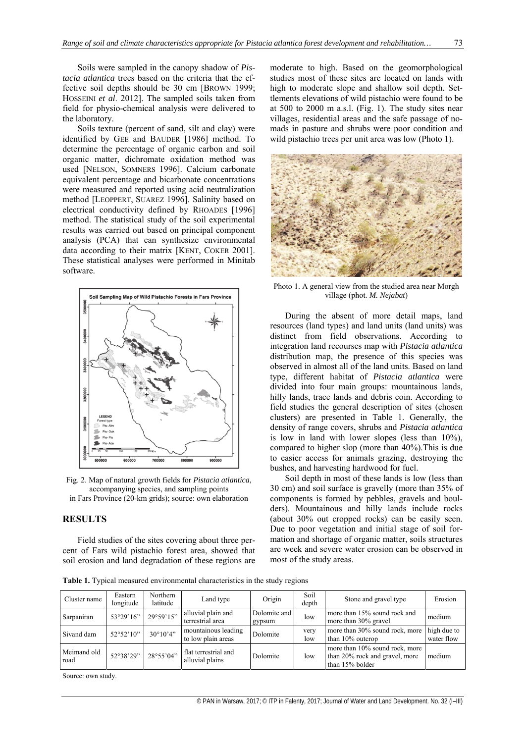Soils were sampled in the canopy shadow of *Pistacia atlantica* trees based on the criteria that the effective soil depths should be 30 cm [BROWN 1999; HOSSEINI *et al*. 2012]. The sampled soils taken from field for physio-chemical analysis were delivered to the laboratory.

Soils texture (percent of sand, silt and clay) were identified by GEE and BAUDER [1986] method. To determine the percentage of organic carbon and soil organic matter, dichromate oxidation method was used [NELSON, SOMNERS 1996]. Calcium carbonate equivalent percentage and bicarbonate concentrations were measured and reported using acid neutralization method [LEOPPERT, SUAREZ 1996]. Salinity based on electrical conductivity defined by RHOADES [1996] method. The statistical study of the soil experimental results was carried out based on principal component analysis (PCA) that can synthesize environmental data according to their matrix [KENT, COKER 2001]. These statistical analyses were performed in Minitab software.

Fig. 2. Map of natural growth fields for *Pistacia atlantica*, accompanying species, and sampling points in Fars Province (20-km grids); source: own elaboration

## RESULTS

Field studies of the sites covering about three percent of Fars wild pistachio forest area, showed that soil erosion and land degradation of these regions are moderate to high. Based on the geomorphological studies most of these sites are located on lands with high to moderate slope and shallow soil depth. Settlements elevations of wild pistachio were found to be at 500 to 2000 m a.s.l. (Fig. 1). The study sites near villages, residential areas and the safe passage of nomads in pasture and shrubs were poor condition and wild pistachio trees per unit area was low (Photo 1).

Photo 1. A general view from the studied area near Morgh village (phot. *M. Nejabat*)

During the absent of more detail maps, land resources (land types) and land units (land units) was distinct from field observations. According to integration land recourses map with *Pistacia atlantica* distribution map, the presence of this species was observed in almost all of the land units. Based on land type, different habitat of *Pistacia atlantica* were divided into four main groups: mountainous lands, hilly lands, trace lands and debris coin. According to field studies the general description of sites (chosen clusters) are presented in Table 1. Generally, the density of range covers, shrubs and *Pistacia atlantica* is low in land with lower slopes (less than 10%), compared to higher slop (more than 40%).This is due to easier access for animals grazing, destroying the bushes, and harvesting hardwood for fuel.

Soil depth in most of these lands is low (less than 30 cm) and soil surface is gravelly (more than 35% of components is formed by pebbles, gravels and boulders). Mountainous and hilly lands include rocks (about 30% out cropped rocks) can be easily seen. Due to poor vegetation and initial stage of soil formation and shortage of organic matter, soils structures are week and severe water erosion can be observed in most of the study areas.

**Table 1.** Typical measured environmental characteristics in the study regions

| Cluster name | Eastern longitude | Northern latitude | Land type | Origin | Soil depth | Stone and gravel type | Erosion |
|---|---|---|---|---|---|---|---|
| Sarpaniran | 53°29'16" | 29°59'15" | alluvial plain and terrestrial area | Dolomite and gypsum | low | more than 15% sound rock and more than 30% gravel | medium |
| Sivand dam | 52°52'10" | 30°10'4" | mountainous leading to low plain areas | Dolomite | very low | more than 30% sound rock, more than 10% outcrop | high due to water flow |
| Meimand old road | 52°38'29" | 28°55'04" | flat terrestrial and alluvial plains | Dolomite | low | more than 10% sound rock, more than 20% rock and gravel, more than 15% bolder | medium |

Source: own study.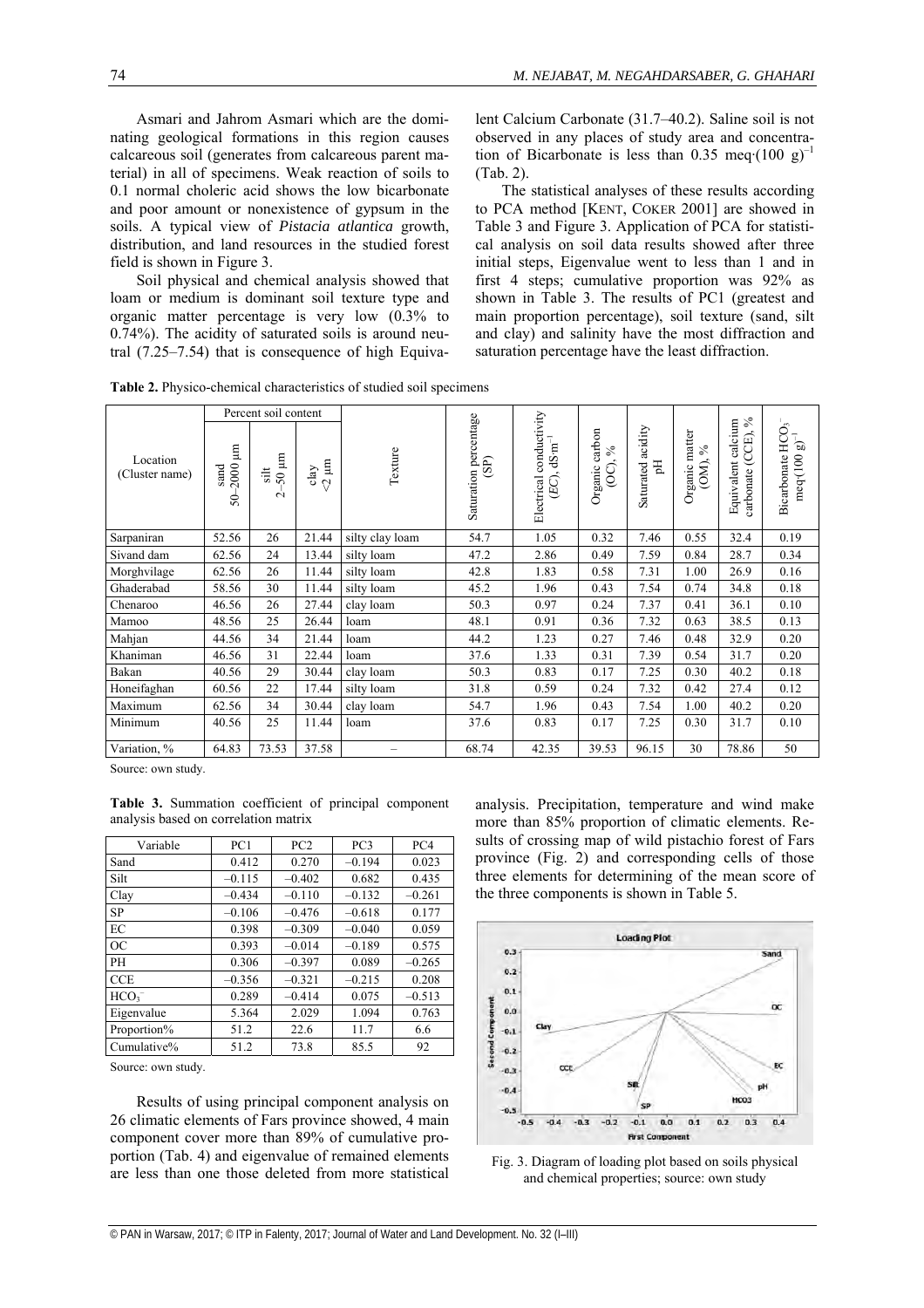Asmari and Jahrom Asmari which are the dominating geological formations in this region causes calcareous soil (generates from calcareous parent material) in all of specimens. Weak reaction of soils to 0.1 normal choleric acid shows the low bicarbonate and poor amount or nonexistence of gypsum in the soils. A typical view of *Pistacia atlantica* growth, distribution, and land resources in the studied forest field is shown in Figure 3.

Soil physical and chemical analysis showed that loam or medium is dominant soil texture type and organic matter percentage is very low (0.3% to 0.74%). The acidity of saturated soils is around neutral (7.25–7.54) that is consequence of high Equivalent Calcium Carbonate (31.7–40.2). Saline soil is not observed in any places of study area and concentration of Bicarbonate is less than 0.35 meq·(100 g)$^{-1}$ (Tab. 2).

The statistical analyses of these results according to PCA method [KENT, COKER 2001] are showed in Table 3 and Figure 3. Application of PCA for statistical analysis on soil data results showed after three initial steps, Eigenvalue went to less than 1 and in first 4 steps; cumulative proportion was 92% as shown in Table 3. The results of PC1 (greatest and main proportion percentage), soil texture (sand, silt and clay) and salinity have the most diffraction and saturation percentage have the least diffraction.

**Table 2.** Physico-chemical characteristics of studied soil specimens

| Location (Cluster name) | Percent soil content | | | Texture | Saturation percentage (SP) | Electrical conductivity ($EC$), dS·m$^{-1}$ | Organic carbon (OC), % | Saturated acidity pH | Organic matter (OM), % | Equivalent calcium carbonate (CCE), % | Bicarbonate $HCO_3^-$ meq·(100 g)$^{-1}$ |
|---|---|---|---|---|---|---|---|---|---|---|---|
| | sand 50–2000 μm | silt 2–50 μm | clay <2 μm | | | | | | | | |
| Sarpaniran | 52.56 | 26 | 21.44 | silty clay loam | 54.7 | 1.05 | 0.32 | 7.46 | 0.55 | 32.4 | 0.19 |
| Sivand dam | 62.56 | 24 | 13.44 | silty loam | 47.2 | 2.86 | 0.49 | 7.59 | 0.84 | 28.7 | 0.34 |
| Morghvilage | 62.56 | 26 | 11.44 | silty loam | 42.8 | 1.83 | 0.58 | 7.31 | 1.00 | 26.9 | 0.16 |
| Ghaderabad | 58.56 | 30 | 11.44 | silty loam | 45.2 | 1.96 | 0.43 | 7.54 | 0.74 | 34.8 | 0.18 |
| Chenaroo | 46.56 | 26 | 27.44 | clay loam | 50.3 | 0.97 | 0.24 | 7.37 | 0.41 | 36.1 | 0.10 |
| Mamoo | 48.56 | 25 | 26.44 | loam | 48.1 | 0.91 | 0.36 | 7.32 | 0.63 | 38.5 | 0.13 |
| Mahjan | 44.56 | 34 | 21.44 | loam | 44.2 | 1.23 | 0.27 | 7.46 | 0.48 | 32.9 | 0.20 |
| Khaniman | 46.56 | 31 | 22.44 | loam | 37.6 | 1.33 | 0.31 | 7.39 | 0.54 | 31.7 | 0.20 |
| Bakan | 40.56 | 29 | 30.44 | clay loam | 50.3 | 0.83 | 0.17 | 7.25 | 0.30 | 40.2 | 0.18 |
| Honeifaghan | 60.56 | 22 | 17.44 | silty loam | 31.8 | 0.59 | 0.24 | 7.32 | 0.42 | 27.4 | 0.12 |
| Maximum | 62.56 | 34 | 30.44 | clay loam | 54.7 | 1.96 | 0.43 | 7.54 | 1.00 | 40.2 | 0.20 |
| Minimum | 40.56 | 25 | 11.44 | loam | 37.6 | 0.83 | 0.17 | 7.25 | 0.30 | 31.7 | 0.10 |
| Variation, % | 64.83 | 73.53 | 37.58 | – | 68.74 | 42.35 | 39.53 | 96.15 | 30 | 78.86 | 50 |

Source: own study.

**Table 3.** Summation coefficient of principal component analysis based on correlation matrix

| Variable | PC1 | PC2 | PC3 | PC4 |
|---|---|---|---|---|
| Sand | 0.412 | 0.270 | –0.194 | 0.023 |
| Silt | –0.115 | –0.402 | 0.682 | 0.435 |
| Clay | –0.434 | –0.110 | –0.132 | –0.261 |
| SP | –0.106 | –0.476 | –0.618 | 0.177 |
| EC | 0.398 | –0.309 | –0.040 | 0.059 |
| OC | 0.393 | –0.014 | –0.189 | 0.575 |
| PH | 0.306 | –0.397 | 0.089 | –0.265 |
| CCE | –0.356 | –0.321 | –0.215 | 0.208 |
| $HCO_3^-$ | 0.289 | –0.414 | 0.075 | –0.513 |
| Eigenvalue | 5.364 | 2.029 | 1.094 | 0.763 |
| Proportion% | 51.2 | 22.6 | 11.7 | 6.6 |
| Cumulative% | 51.2 | 73.8 | 85.5 | 92 |

Source: own study.

Results of using principal component analysis on 26 climatic elements of Fars province showed, 4 main component cover more than 89% of cumulative proportion (Tab. 4) and eigenvalue of remained elements are less than one those deleted from more statistical analysis. Precipitation, temperature and wind make more than 85% proportion of climatic elements. Results of crossing map of wild pistachio forest of Fars province (Fig. 2) and corresponding cells of those three elements for determining of the mean score of the three components is shown in Table 5.

Fig. 3. Diagram of loading plot based on soils physical and chemical properties; source: own study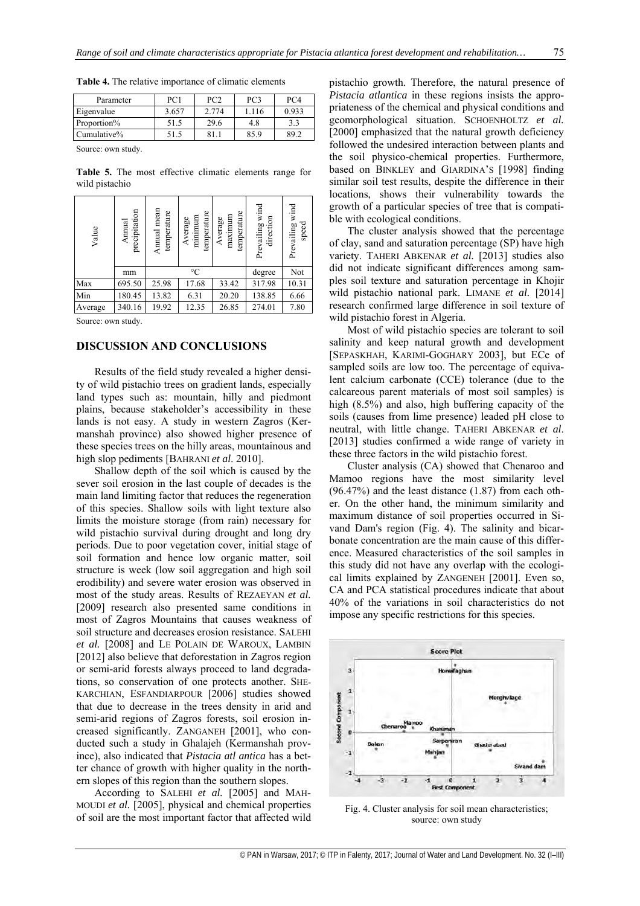**Table 4.** The relative importance of climatic elements

| Parameter | PC1 | PC2 | PC3 | PC4 |
|---|---|---|---|---|
| Eigenvalue | 3.657 | 2.774 | 1.116 | 0.933 |
| Proportion% | 51.5 | 29.6 | 4.8 | 3.3 |
| Cumulative% | 51.5 | 81.1 | 85.9 | 89.2 |

Source: own study.

**Table 5.** The most effective climatic elements range for wild pistachio

| Value | Annual precipitation | Annual mean temperature | Average minimum temperature | Average maximum temperature | Prevailing wind direction | Prevailing wind speed |
|---|---|---|---|---|---|---|
| | mm | °C | | | degree | Not |
| Max | 695.50 | 25.98 | 17.68 | 33.42 | 317.98 | 10.31 |
| Min | 180.45 | 13.82 | 6.31 | 20.20 | 138.85 | 6.66 |
| Average | 340.16 | 19.92 | 12.35 | 26.85 | 274.01 | 7.80 |

Source: own study.

## DISCUSSION AND CONCLUSIONS

Results of the field study revealed a higher density of wild pistachio trees on gradient lands, especially land types such as: mountain, hilly and piedmont plains, because stakeholder's accessibility in these lands is not easy. A study in western Zagros (Kermanshah province) also showed higher presence of these species trees on the hilly areas, mountainous and high slop pediments [BAHRANI *et al*. 2010].

Shallow depth of the soil which is caused by the sever soil erosion in the last couple of decades is the main land limiting factor that reduces the regeneration of this species. Shallow soils with light texture also limits the moisture storage (from rain) necessary for wild pistachio survival during drought and long dry periods. Due to poor vegetation cover, initial stage of soil formation and hence low organic matter, soil structure is week (low soil aggregation and high soil erodibility) and severe water erosion was observed in most of the study areas. Results of REZAEYAN *et al.* [2009] research also presented same conditions in most of Zagros Mountains that causes weakness of soil structure and decreases erosion resistance. SALEHI *et al.* [2008] and LE POLAIN DE WAROUX, LAMBIN [2012] also believe that deforestation in Zagros region or semi-arid forests always proceed to land degradations, so conservation of one protects another. SHEKARCHIAN, ESFANDIARPOUR [2006] studies showed that due to decrease in the trees density in arid and semi-arid regions of Zagros forests, soil erosion increased significantly. ZANGANEH [2001], who conducted such a study in Ghalajeh (Kermanshah province), also indicated that *Pistacia atl antica* has a better chance of growth with higher quality in the northern slopes of this region than the southern slopes.

According to SALEHI *et al.* [2005] and MAHMOUDI *et al.* [2005], physical and chemical properties of soil are the most important factor that affected wild pistachio growth. Therefore, the natural presence of *Pistacia atlantica* in these regions insists the appropriateness of the chemical and physical conditions and geomorphological situation. SCHOENHOLTZ *et al.* [2000] emphasized that the natural growth deficiency followed the undesired interaction between plants and the soil physico-chemical properties. Furthermore, based on BINKLEY and GIARDINA'S [1998] finding similar soil test results, despite the difference in their locations, shows their vulnerability towards the growth of a particular species of tree that is compatible with ecological conditions.

The cluster analysis showed that the percentage of clay, sand and saturation percentage (SP) have high variety. TAHERI ABKENAR *et al.* [2013] studies also did not indicate significant differences among samples soil texture and saturation percentage in Khojir wild pistachio national park. LIMANE *et al.* [2014] research confirmed large difference in soil texture of wild pistachio forest in Algeria.

Most of wild pistachio species are tolerant to soil salinity and keep natural growth and development [SEPASKHAH, KARIMI-GOGHARY 2003], but ECe of sampled soils are low too. The percentage of equivalent calcium carbonate (CCE) tolerance (due to the calcareous parent materials of most soil samples) is high (8.5%) and also, high buffering capacity of the soils (causes from lime presence) leaded pH close to neutral, with little change. TAHERI ABKENAR *et al*. [2013] studies confirmed a wide range of variety in these three factors in the wild pistachio forest.

Cluster analysis (CA) showed that Chenaroo and Mamoo regions have the most similarity level (96.47%) and the least distance (1.87) from each other. On the other hand, the minimum similarity and maximum distance of soil properties occurred in Sivand Dam's region (Fig. 4). The salinity and bicarbonate concentration are the main cause of this difference. Measured characteristics of the soil samples in this study did not have any overlap with the ecological limits explained by ZANGENEH [2001]. Even so, CA and PCA statistical procedures indicate that about 40% of the variations in soil characteristics do not impose any specific restrictions for this species.

Fig. 4. Cluster analysis for soil mean characteristics; source: own study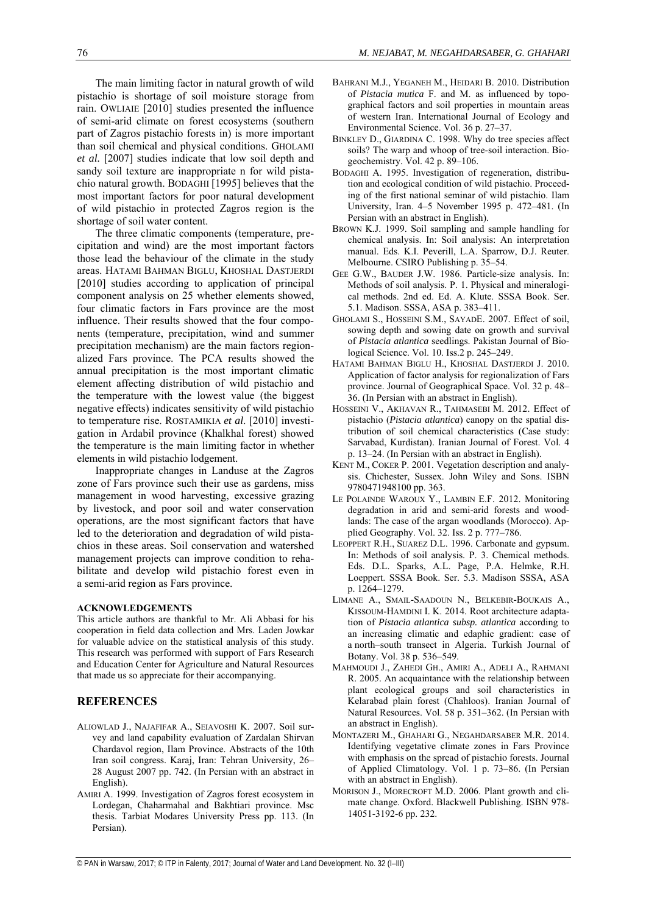The main limiting factor in natural growth of wild pistachio is shortage of soil moisture storage from rain. OWLIAIE [2010] studies presented the influence of semi-arid climate on forest ecosystems (southern part of Zagros pistachio forests in) is more important than soil chemical and physical conditions. GHOLAMI *et al.* [2007] studies indicate that low soil depth and sandy soil texture are inappropriate n for wild pistachio natural growth. BODAGHI [1995] believes that the most important factors for poor natural development of wild pistachio in protected Zagros region is the shortage of soil water content.

The three climatic components (temperature, precipitation and wind) are the most important factors those lead the behaviour of the climate in the study areas. HATAMI BAHMAN BIGLU, KHOSHAL DASTJERDI [2010] studies according to application of principal component analysis on 25 whether elements showed, four climatic factors in Fars province are the most influence. Their results showed that the four components (temperature, precipitation, wind and summer precipitation mechanism) are the main factors regionalized Fars province. The PCA results showed the annual precipitation is the most important climatic element affecting distribution of wild pistachio and the temperature with the lowest value (the biggest negative effects) indicates sensitivity of wild pistachio to temperature rise. ROSTAMIKIA *et al.* [2010] investigation in Ardabil province (Khalkhal forest) showed the temperature is the main limiting factor in whether elements in wild pistachio lodgement.

Inappropriate changes in Landuse at the Zagros zone of Fars province such their use as gardens, miss management in wood harvesting, excessive grazing by livestock, and poor soil and water conservation operations, are the most significant factors that have led to the deterioration and degradation of wild pistachios in these areas. Soil conservation and watershed management projects can improve condition to rehabilitate and develop wild pistachio forest even in a semi-arid region as Fars province.

**ACKNOWLEDGEMENTS**

This article authors are thankful to Mr. Ali Abbasi for his cooperation in field data collection and Mrs. Laden Jowkar for valuable advice on the statistical analysis of this study. This research was performed with support of Fars Research and Education Center for Agriculture and Natural Resources that made us so appreciate for their accompanying.

## REFERENCES

ALIOWLAD J., NAJAFIFAR A., SEIAVOSHI K. 2007. Soil survey and land capability evaluation of Zardalan Shirvan Chardavol region, Ilam Province. Abstracts of the 10th Iran soil congress. Karaj, Iran: Tehran University, 26–28 August 2007 pp. 742. (In Persian with an abstract in English).

AMIRI A. 1999. Investigation of Zagros forest ecosystem in Lordegan, Chaharmahal and Bakhtiari province. Msc thesis. Tarbiat Modares University Press pp. 113. (In Persian).

BAHRANI M.J., YEGANEH M., HEIDARI B. 2010. Distribution of *Pistacia mutica* F. and M. as influenced by topographical factors and soil properties in mountain areas of western Iran. International Journal of Ecology and Environmental Science. Vol. 36 p. 27–37.

BINKLEY D., GIARDINA C. 1998. Why do tree species affect soils? The warp and whoop of tree-soil interaction. Biogeochemistry. Vol. 42 p. 89–106.

BODAGHI A. 1995. Investigation of regeneration, distribution and ecological condition of wild pistachio. Proceeding of the first national seminar of wild pistachio. Ilam University, Iran. 4–5 November 1995 p. 472–481. (In Persian with an abstract in English).

BROWN K.J. 1999. Soil sampling and sample handling for chemical analysis. In: Soil analysis: An interpretation manual. Eds. K.I. Peverill, L.A. Sparrow, D.J. Reuter. Melbourne. CSIRO Publishing p. 35–54.

GEE G.W., BAUDER J.W. 1986. Particle-size analysis. In: Methods of soil analysis. P. 1. Physical and mineralogical methods. 2nd ed. Ed. A. Klute. SSSA Book. Ser. 5.1. Madison. SSSA, ASA p. 383–411.

GHOLAMI S., HOSSEINI S.M., SAYADE. 2007. Effect of soil, sowing depth and sowing date on growth and survival of *Pistacia atlantica* seedlings. Pakistan Journal of Biological Science. Vol. 10. Iss.2 p. 245–249.

HATAMI BAHMAN BIGLU H., KHOSHAL DASTJERDI J. 2010. Application of factor analysis for regionalization of Fars province. Journal of Geographical Space. Vol. 32 p. 48–36. (In Persian with an abstract in English).

HOSSEINI V., AKHAVAN R., TAHMASEBI M. 2012. Effect of pistachio (*Pistacia atlantica*) canopy on the spatial distribution of soil chemical characteristics (Case study: Sarvabad, Kurdistan). Iranian Journal of Forest. Vol. 4 p. 13–24. (In Persian with an abstract in English).

KENT M., COKER P. 2001. Vegetation description and analysis. Chichester, Sussex. John Wiley and Sons. ISBN 9780471948100 pp. 363.

LE POLAINDE WAROUX Y., LAMBIN E.F. 2012. Monitoring degradation in arid and semi-arid forests and woodlands: The case of the argan woodlands (Morocco). Applied Geography. Vol. 32. Iss. 2 p. 777–786.

LEOPPERT R.H., SUAREZ D.L. 1996. Carbonate and gypsum. In: Methods of soil analysis. P. 3. Chemical methods. Eds. D.L. Sparks, A.L. Page, P.A. Helmke, R.H. Loeppert. SSSA Book. Ser. 5.3. Madison SSSA, ASA p. 1264–1279.

LIMANE A., SMAIL-SAADOUN N., BELKEBIR-BOUKAIS A., KISSOUM-HAMDINI I. K. 2014. Root architecture adaptation of *Pistacia atlantica subsp. atlantica* according to an increasing climatic and edaphic gradient: case of a north–south transect in Algeria. Turkish Journal of Botany. Vol. 38 p. 536–549.

MAHMOUDI J., ZAHEDI GH., AMIRI A., ADELI A., RAHMANI R. 2005. An acquaintance with the relationship between plant ecological groups and soil characteristics in Kelarabad plain forest (Chahloos). Iranian Journal of Natural Resources. Vol. 58 p. 351–362. (In Persian with an abstract in English).

MONTAZERI M., GHAHARI G., NEGAHDARSABER M.R. 2014. Identifying vegetative climate zones in Fars Province with emphasis on the spread of pistachio forests. Journal of Applied Climatology. Vol. 1 p. 73–86. (In Persian with an abstract in English).

MORISON J., MORECROFT M.D. 2006. Plant growth and climate change. Oxford. Blackwell Publishing. ISBN 978-14051-3192-6 pp. 232.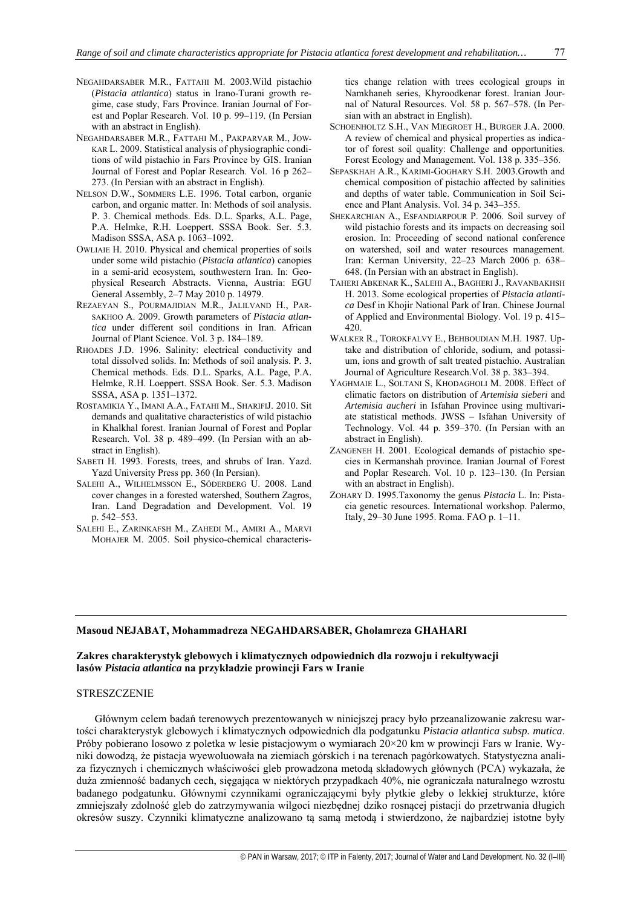NEGAHDARSABER M.R., FATTAHI M. 2003.Wild pistachio (*Pistacia attlantica*) status in Irano-Turani growth regime, case study, Fars Province. Iranian Journal of Forest and Poplar Research. Vol. 10 p. 99–119. (In Persian with an abstract in English).

NEGAHDARSABER M.R., FATTAHI M., PAKPARVAR M., JOWKAR L. 2009. Statistical analysis of physiographic conditions of wild pistachio in Fars Province by GIS. Iranian Journal of Forest and Poplar Research. Vol. 16 p 262–273. (In Persian with an abstract in English).

NELSON D.W., SOMMERS L.E. 1996. Total carbon, organic carbon, and organic matter. In: Methods of soil analysis. P. 3. Chemical methods. Eds. D.L. Sparks, A.L. Page, P.A. Helmke, R.H. Loeppert. SSSA Book. Ser. 5.3. Madison SSSA, ASA p. 1063–1092.

OWLIAIE H. 2010. Physical and chemical properties of soils under some wild pistachio (*Pistacia atlantica*) canopies in a semi-arid ecosystem, southwestern Iran. In: Geophysical Research Abstracts. Vienna, Austria: EGU General Assembly, 2–7 May 2010 p. 14979.

REZAEYAN S., POURMAJIDIAN M.R., JALILVAND H., PARSAKHOO A. 2009. Growth parameters of *Pistacia atlantica* under different soil conditions in Iran. African Journal of Plant Science. Vol. 3 p. 184–189.

RHOADES J.D. 1996. Salinity: electrical conductivity and total dissolved solids. In: Methods of soil analysis. P. 3. Chemical methods. Eds. D.L. Sparks, A.L. Page, P.A. Helmke, R.H. Loeppert. SSSA Book. Ser. 5.3. Madison SSSA, ASA p. 1351–1372.

ROSTAMIKIA Y., IMANI A.A., FATAHI M., SHARIFIJ. 2010. Sit demands and qualitative characteristics of wild pistachio in Khalkhal forest. Iranian Journal of Forest and Poplar Research. Vol. 38 p. 489–499. (In Persian with an abstract in English).

SABETI H. 1993. Forests, trees, and shrubs of Iran. Yazd. Yazd University Press pp. 360 (In Persian).

SALEHI A., WILHELMSSON E., SÖDERBERG U. 2008. Land cover changes in a forested watershed, Southern Zagros, Iran. Land Degradation and Development. Vol. 19 p. 542–553.

SALEHI E., ZARINKAFSH M., ZAHEDI M., AMIRI A., MARVI MOHAJER M. 2005. Soil physico-chemical characteristics change relation with trees ecological groups in Namkhaneh series, Khyroodkenar forest. Iranian Journal of Natural Resources. Vol. 58 p. 567–578. (In Persian with an abstract in English).

SCHOENHOLTZ S.H., VAN MIEGROET H., BURGER J.A. 2000. A review of chemical and physical properties as indicator of forest soil quality: Challenge and opportunities. Forest Ecology and Management. Vol. 138 p. 335–356.

SEPASKHAH A.R., KARIMI-GOGHARY S.H. 2003.Growth and chemical composition of pistachio affected by salinities and depths of water table. Communication in Soil Science and Plant Analysis. Vol. 34 p. 343–355.

SHEKARCHIAN A., ESFANDIARPOUR P. 2006. Soil survey of wild pistachio forests and its impacts on decreasing soil erosion. In: Proceeding of second national conference on watershed, soil and water resources management. Iran: Kerman University, 22–23 March 2006 p. 638–648. (In Persian with an abstract in English).

TAHERI ABKENAR K., SALEHI A., BAGHERI J., RAVANBAKHSH H. 2013. Some ecological properties of *Pistacia atlantica* Desf in Khojir National Park of Iran. Chinese Journal of Applied and Environmental Biology. Vol. 19 p. 415–420.

WALKER R., TOROKFALVY E., BEHBOUDIAN M.H. 1987. Uptake and distribution of chloride, sodium, and potassium, ions and growth of salt treated pistachio. Australian Journal of Agriculture Research.Vol. 38 p. 383–394.

YAGHMAIE L., SOLTANI S, KHODAGHOLI M. 2008. Effect of climatic factors on distribution of *Artemisia sieberi* and *Artemisia aucheri* in Isfahan Province using multivariate statistical methods. JWSS – Isfahan University of Technology. Vol. 44 p. 359–370. (In Persian with an abstract in English).

ZANGENEH H. 2001. Ecological demands of pistachio species in Kermanshah province. Iranian Journal of Forest and Poplar Research. Vol. 10 p. 123–130. (In Persian with an abstract in English).

ZOHARY D. 1995.Taxonomy the genus *Pistacia* L. In: Pistacia genetic resources. International workshop. Palermo, Italy, 29–30 June 1995. Roma. FAO p. 1–11.

**Masoud NEJABAT, Mohammadreza NEGAHDARSABER, Gholamreza GHAHARI**

**Zakres charakterystyk glebowych i klimatycznych odpowiednich dla rozwoju i rekultywacji lasów *Pistacia atlantica* na przykładzie prowincji Fars w Iranie**

STRESZCZENIE

Głównym celem badań terenowych prezentowanych w niniejszej pracy było przeanalizowanie zakresu wartości charakterystyk glebowych i klimatycznych odpowiednich dla podgatunku *Pistacia atlantica subsp. mutica*. Próby pobierano losowo z poletka w lesie pistacjowym o wymiarach 20×20 km w prowincji Fars w Iranie. Wyniki dowodzą, że pistacja wyewoluowała na ziemiach górskich i na terenach pagórkowatych. Statystyczna analiza fizycznych i chemicznych właściwości gleb prowadzona metodą składowych głównych (PCA) wykazała, że duża zmienność badanych cech, sięgająca w niektórych przypadkach 40%, nie ograniczała naturalnego wzrostu badanego podgatunku. Głównymi czynnikami ograniczającymi były płytkie gleby o lekkiej strukturze, które zmniejszały zdolność gleb do zatrzymywania wilgoci niezbędnej dziko rosnącej pistacji do przetrwania długich okresów suszy. Czynniki klimatyczne analizowano tą samą metodą i stwierdzono, że najbardziej istotne były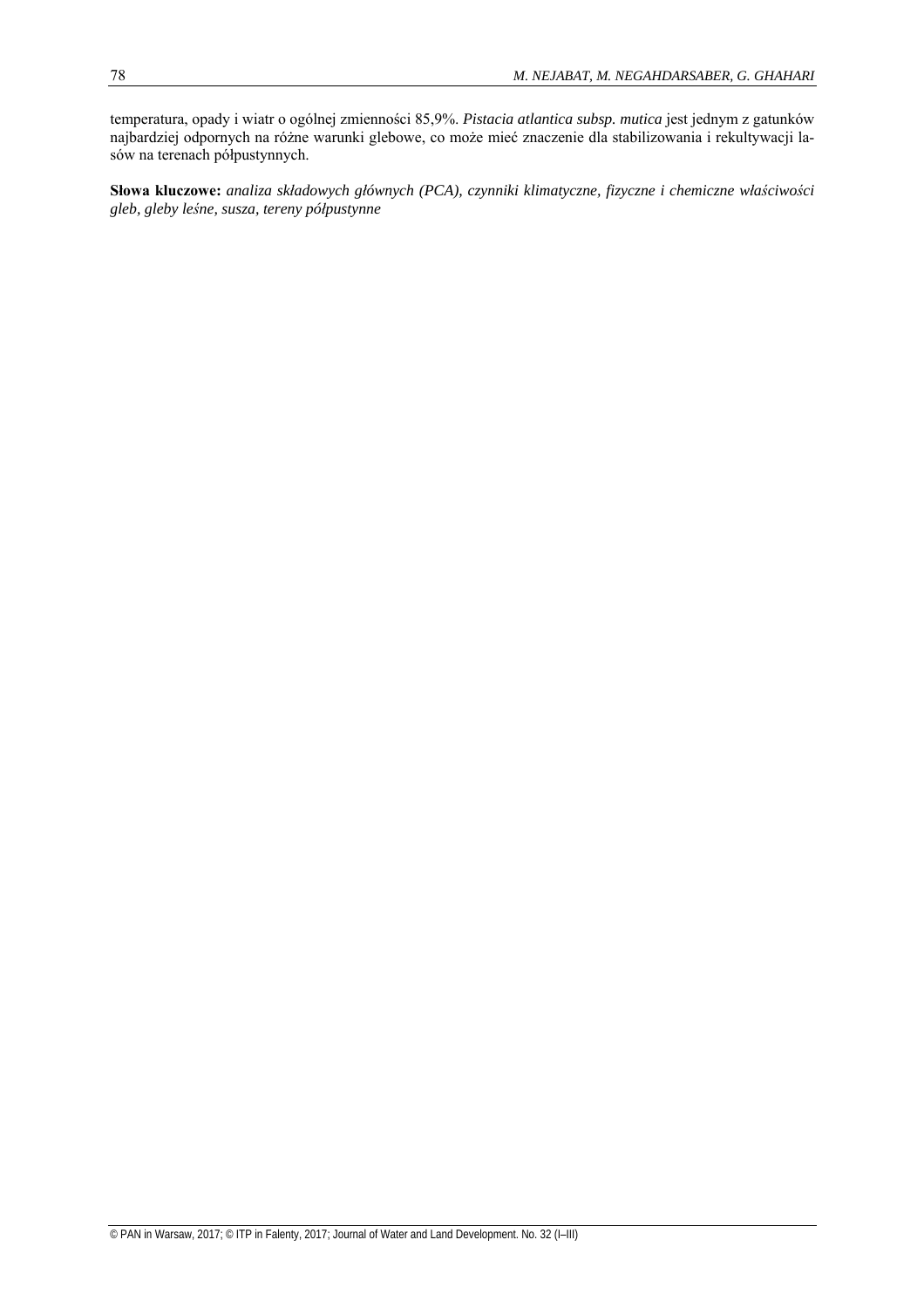temperatura, opady i wiatr o ogólnej zmienności 85,9%. *Pistacia atlantica subsp. mutica* jest jednym z gatunków najbardziej odpornych na różne warunki glebowe, co może mieć znaczenie dla stabilizowania i rekultywacji lasów na terenach półpustynnych.

**Słowa kluczowe:** *analiza składowych głównych (PCA), czynniki klimatyczne, fizyczne i chemiczne właściwości gleb, gleby leśne, susza, tereny półpustynne*